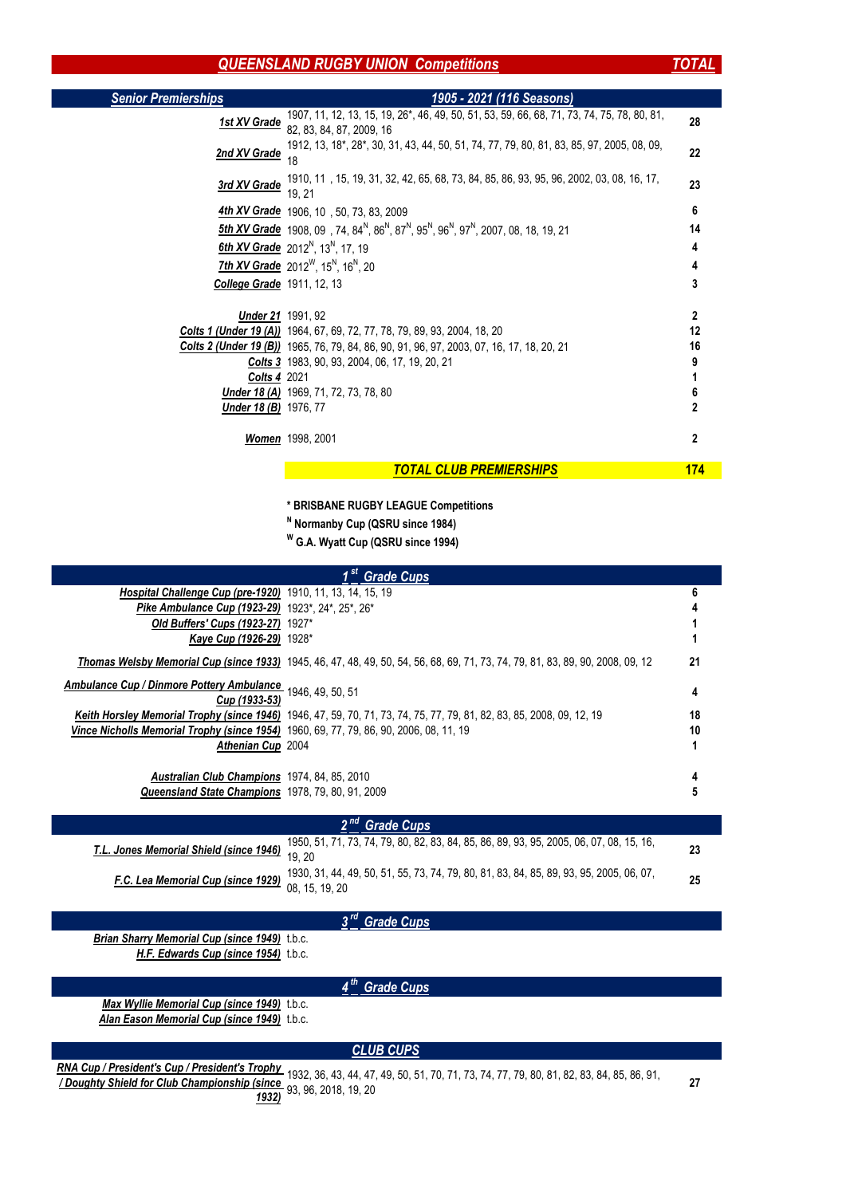# QUEENSLAND RUGBY UNION Competitions

| Senior Premierships | 1905 - 2021 (116 Seasons) | TOTAL |
|---|---|---|
| 1st XV Grade | 1907, 11, 12, 13, 15, 19, 26*, 46, 49, 50, 51, 53, 59, 66, 68, 71, 73, 74, 75, 78, 80, 81, 82, 83, 84, 87, 2009, 16 | 28 |
| 2nd XV Grade | 1912, 13, 18*, 28*, 30, 31, 43, 44, 50, 51, 74, 77, 79, 80, 81, 83, 85, 97, 2005, 08, 09, 18 | 22 |
| 3rd XV Grade | 1910, 11 , 15, 19, 31, 32, 42, 65, 68, 73, 84, 85, 86, 93, 95, 96, 2002, 03, 08, 16, 17, 19, 21 | 23 |
| 4th XV Grade | 1906, 10 , 50, 73, 83, 2009 | 6 |
| 5th XV Grade | 1908, 09 , 74, 84N, 86N, 87N, 95N, 96N, 97N, 2007, 08, 18, 19, 21 | 14 |
| 6th XV Grade | 2012N, 13N, 17, 19 | 4 |
| 7th XV Grade | 2012W, 15N, 16N, 20 | 4 |
| College Grade | 1911, 12, 13 | 3 |
| | | |
| Under 21 | 1991, 92 | 2 |
| Colts 1 (Under 19 (A)) | 1964, 67, 69, 72, 77, 78, 79, 89, 93, 2004, 18, 20 | 12 |
| Colts 2 (Under 19 (B)) | 1965, 76, 79, 84, 86, 90, 91, 96, 97, 2003, 07, 16, 17, 18, 20, 21 | 16 |
| Colts 3 | 1983, 90, 93, 2004, 06, 17, 19, 20, 21 | 9 |
| Colts 4 | 2021 | 1 |
| Under 18 (A) | 1969, 71, 72, 73, 78, 80 | 6 |
| Under 18 (B) | 1976, 77 | 2 |
| | | |
| Women | 1998, 2001 | 2 |
| | **TOTAL CLUB PREMIERSHIPS** | **174** |

**\* BRISBANE RUGBY LEAGUE Competitions**

**N Normanby Cup (QSRU since 1984)**

**W G.A. Wyatt Cup (QSRU since 1994)**

| 1st Grade Cups | | |
|---|---|---|
| Hospital Challenge Cup (pre-1920) | 1910, 11, 13, 14, 15, 19 | 6 |
| Pike Ambulance Cup (1923-29) | 1923*, 24*, 25*, 26* | 4 |
| Old Buffers' Cups (1923-27) | 1927* | 1 |
| Kaye Cup (1926-29) | 1928* | 1 |
| | | |
| Thomas Welsby Memorial Cup (since 1933) | 1945, 46, 47, 48, 49, 50, 54, 56, 68, 69, 71, 73, 74, 79, 81, 83, 89, 90, 2008, 09, 12 | 21 |
| Ambulance Cup / Dinmore Pottery Ambulance Cup (1933-53) | 1946, 49, 50, 51 | 4 |
| Keith Horsley Memorial Trophy (since 1946) | 1946, 47, 59, 70, 71, 73, 74, 75, 77, 79, 81, 82, 83, 85, 2008, 09, 12, 19 | 18 |
| Vince Nicholls Memorial Trophy (since 1954) | 1960, 69, 77, 79, 86, 90, 2006, 08, 11, 19 | 10 |
| Athenian Cup | 2004 | 1 |
| | | |
| Australian Club Champions | 1974, 84, 85, 2010 | 4 |
| Queensland State Champions | 1978, 79, 80, 91, 2009 | 5 |

| 2nd Grade Cups | | |
|---|---|---|
| T.L. Jones Memorial Shield (since 1946) | 1950, 51, 71, 73, 74, 79, 80, 82, 83, 84, 85, 86, 89, 93, 95, 2005, 06, 07, 08, 15, 16, 19, 20 | 23 |
| F.C. Lea Memorial Cup (since 1929) | 1930, 31, 44, 49, 50, 51, 55, 73, 74, 79, 80, 81, 83, 84, 85, 89, 93, 95, 2005, 06, 07, 08, 15, 19, 20 | 25 |

| 3rd Grade Cups | | |
|---|---|---|
| Brian Sharry Memorial Cup (since 1949) | t.b.c. | |
| H.F. Edwards Cup (since 1954) | t.b.c. | |

| 4th Grade Cups | | |
|---|---|---|
| Max Wyllie Memorial Cup (since 1949) | t.b.c. | |
| Alan Eason Memorial Cup (since 1949) | t.b.c. | |

| CLUB CUPS | | |
|---|---|---|
| RNA Cup / President's Cup / President's Trophy / Doughty Shield for Club Championship (since 1932) | 1932, 36, 43, 44, 47, 49, 50, 51, 70, 71, 73, 74, 77, 79, 80, 81, 82, 83, 84, 85, 86, 91, 93, 96, 2018, 19, 20 | 27 |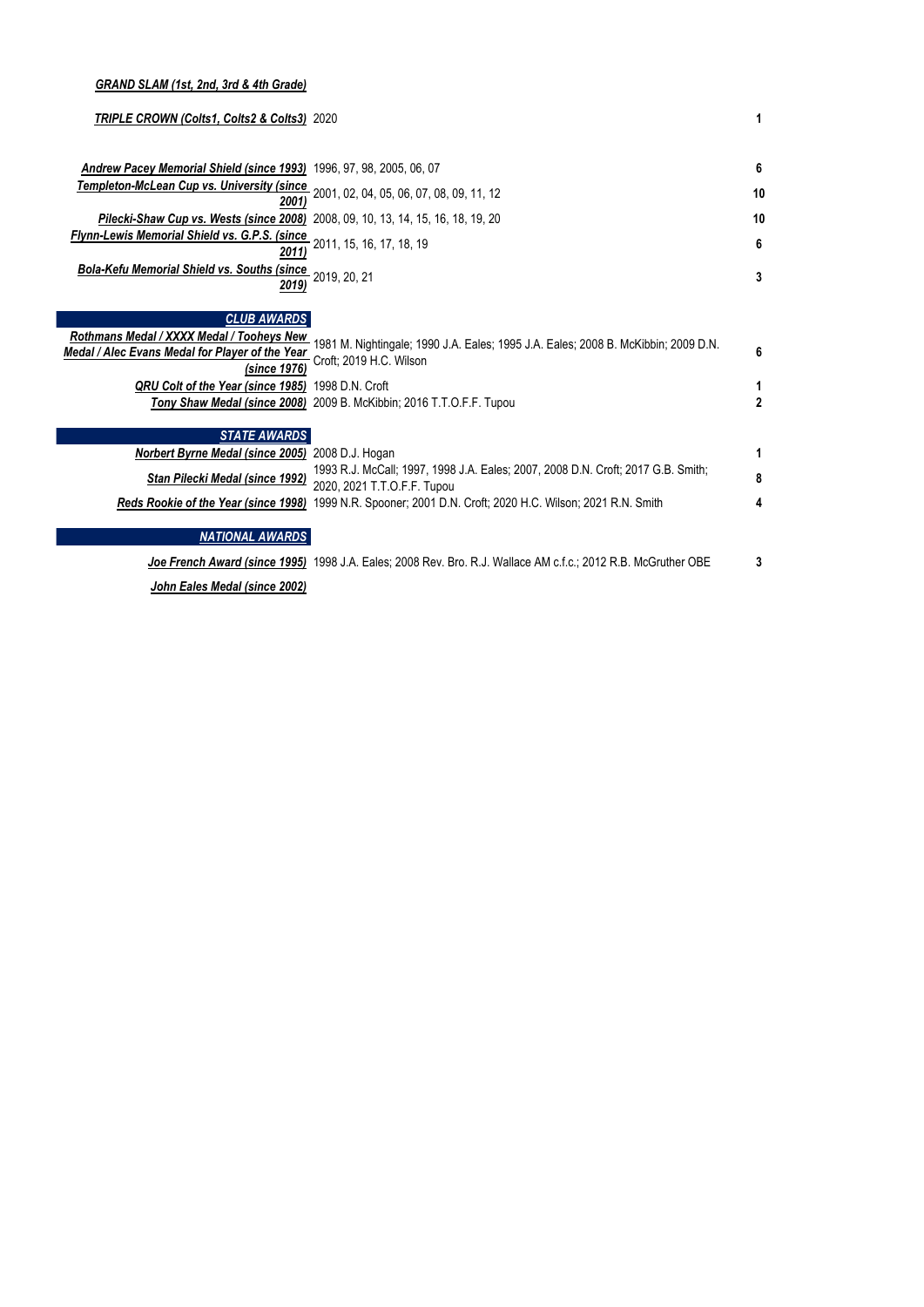| | | |
|---|---|---|
| ***GRAND SLAM (1st, 2nd, 3rd & 4th Grade)*** | | |
| ***TRIPLE CROWN (Colts1, Colts2 & Colts3)*** | 2020 | **1** |
| | | |
| ***Andrew Pacey Memorial Shield (since 1993)*** | 1996, 97, 98, 2005, 06, 07 | **6** |
| ***Templeton-McLean Cup vs. University (since 2001)*** | 2001, 02, 04, 05, 06, 07, 08, 09, 11, 12 | **10** |
| ***Pilecki-Shaw Cup vs. Wests (since 2008)*** | 2008, 09, 10, 13, 14, 15, 16, 18, 19, 20 | **10** |
| ***Flynn-Lewis Memorial Shield vs. G.P.S. (since 2011)*** | 2011, 15, 16, 17, 18, 19 | **6** |
| ***Bola-Kefu Memorial Shield vs. Souths (since 2019)*** | 2019, 20, 21 | **3** |
| | | |
| ***CLUB AWARDS*** | | |
| ***Rothmans Medal / XXXX Medal / Tooheys New Medal / Alec Evans Medal for Player of the Year (since 1976)*** | 1981 M. Nightingale; 1990 J.A. Eales; 1995 J.A. Eales; 2008 B. McKibbin; 2009 D.N. Croft; 2019 H.C. Wilson | **6** |
| ***QRU Colt of the Year (since 1985)*** | 1998 D.N. Croft | **1** |
| ***Tony Shaw Medal (since 2008)*** | 2009 B. McKibbin; 2016 T.T.O.F.F. Tupou | **2** |
| | | |
| ***STATE AWARDS*** | | |
| ***Norbert Byrne Medal (since 2005)*** | 2008 D.J. Hogan | **1** |
| ***Stan Pilecki Medal (since 1992)*** | 1993 R.J. McCall; 1997, 1998 J.A. Eales; 2007, 2008 D.N. Croft; 2017 G.B. Smith; 2020, 2021 T.T.O.F.F. Tupou | **8** |
| ***Reds Rookie of the Year (since 1998)*** | 1999 N.R. Spooner; 2001 D.N. Croft; 2020 H.C. Wilson; 2021 R.N. Smith | **4** |
| | | |
| ***NATIONAL AWARDS*** | | |
| ***Joe French Award (since 1995)*** | 1998 J.A. Eales; 2008 Rev. Bro. R.J. Wallace AM c.f.c.; 2012 R.B. McGruther OBE | **3** |
| ***John Eales Medal (since 2002)*** | | |